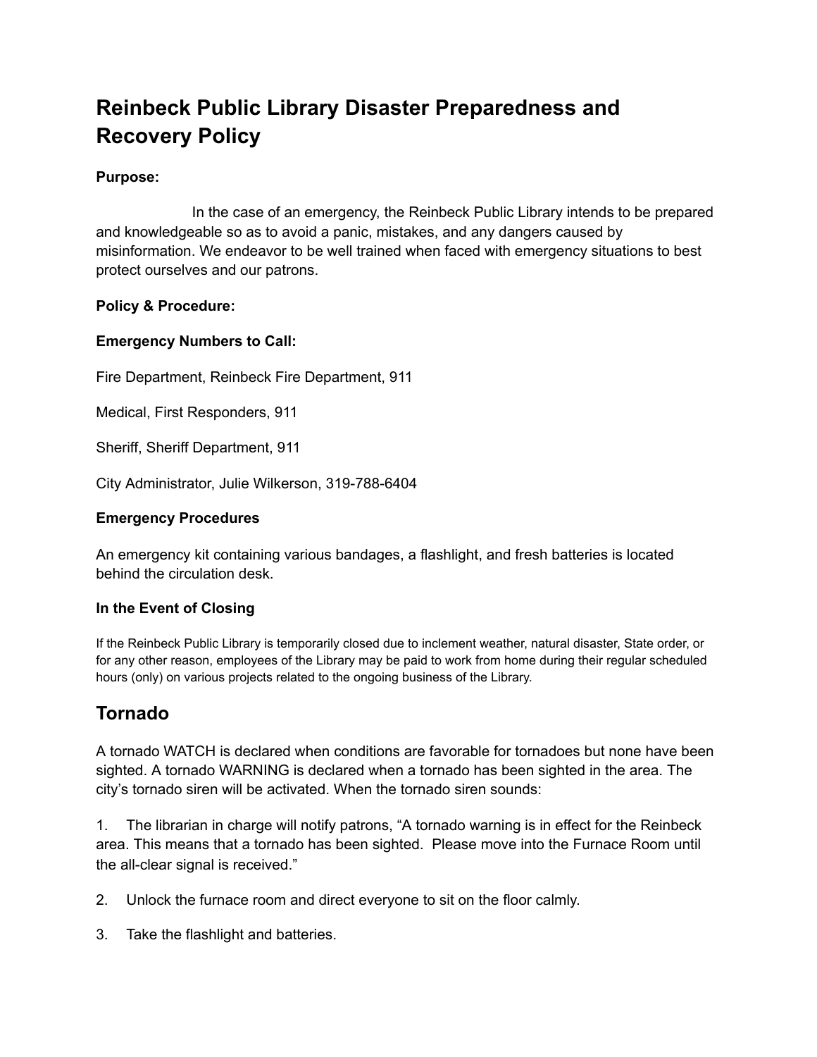# Reinbeck Public Library Disaster Preparedness and Recovery Policy

**Purpose:**

In the case of an emergency, the Reinbeck Public Library intends to be prepared and knowledgeable so as to avoid a panic, mistakes, and any dangers caused by misinformation. We endeavor to be well trained when faced with emergency situations to best protect ourselves and our patrons.

**Policy & Procedure:**

**Emergency Numbers to Call:**

Fire Department, Reinbeck Fire Department, 911

Medical, First Responders, 911

Sheriff, Sheriff Department, 911

City Administrator, Julie Wilkerson, 319-788-6404

### Emergency Procedures

An emergency kit containing various bandages, a flashlight, and fresh batteries is located behind the circulation desk.

#### In the Event of Closing

If the Reinbeck Public Library is temporarily closed due to inclement weather, natural disaster, State order, or for any other reason, employees of the Library may be paid to work from home during their regular scheduled hours (only) on various projects related to the ongoing business of the Library.

## Tornado

A tornado WATCH is declared when conditions are favorable for tornadoes but none have been sighted. A tornado WARNING is declared when a tornado has been sighted in the area. The city's tornado siren will be activated. When the tornado siren sounds:

1. The librarian in charge will notify patrons, "A tornado warning is in effect for the Reinbeck area. This means that a tornado has been sighted. Please move into the Furnace Room until the all-clear signal is received."
2. Unlock the furnace room and direct everyone to sit on the floor calmly.
3. Take the flashlight and batteries.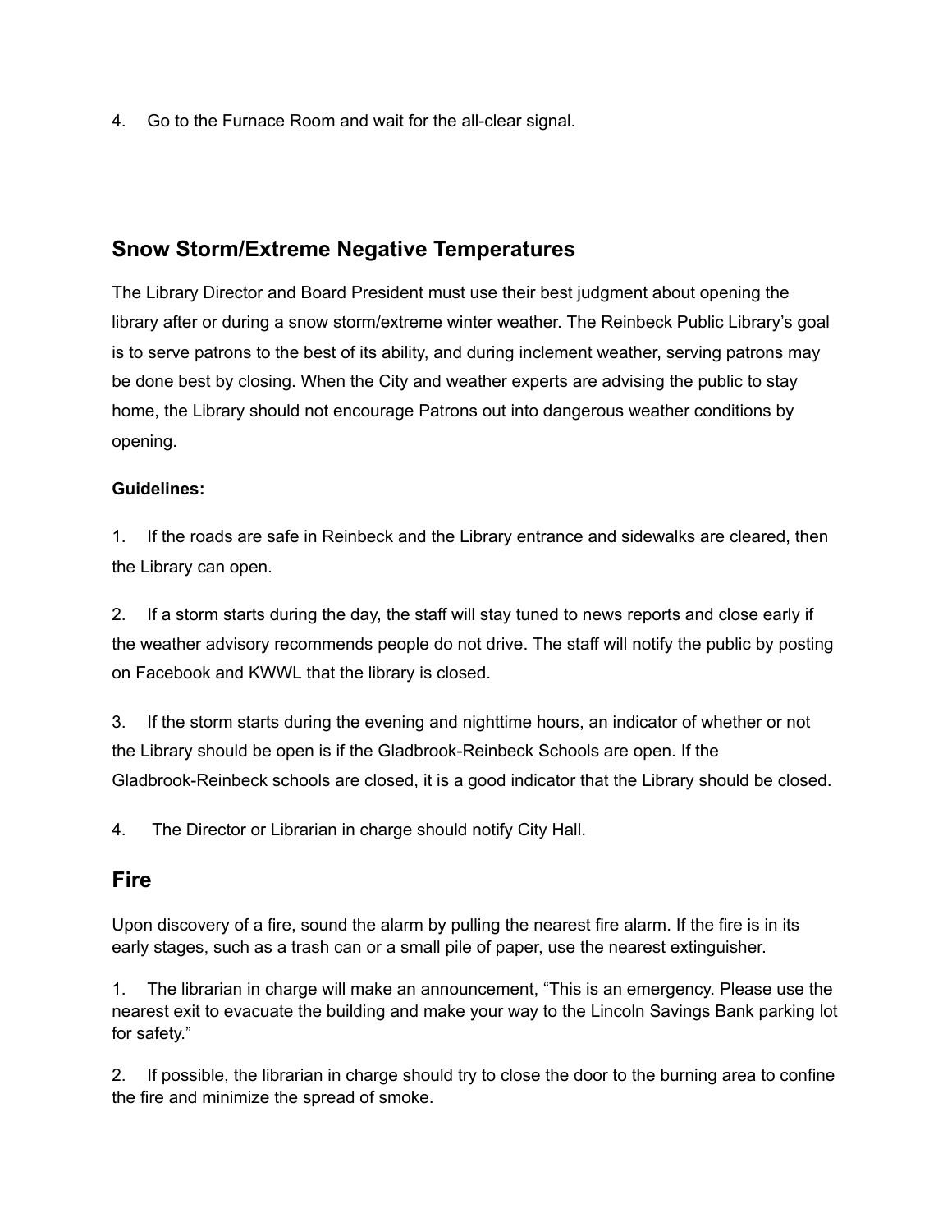4. Go to the Furnace Room and wait for the all-clear signal.

## Snow Storm/Extreme Negative Temperatures

The Library Director and Board President must use their best judgment about opening the library after or during a snow storm/extreme winter weather. The Reinbeck Public Library's goal is to serve patrons to the best of its ability, and during inclement weather, serving patrons may be done best by closing. When the City and weather experts are advising the public to stay home, the Library should not encourage Patrons out into dangerous weather conditions by opening.

**Guidelines:**

1. If the roads are safe in Reinbeck and the Library entrance and sidewalks are cleared, then the Library can open.

2. If a storm starts during the day, the staff will stay tuned to news reports and close early if the weather advisory recommends people do not drive. The staff will notify the public by posting on Facebook and KWWL that the library is closed.

3. If the storm starts during the evening and nighttime hours, an indicator of whether or not the Library should be open is if the Gladbrook-Reinbeck Schools are open. If the Gladbrook-Reinbeck schools are closed, it is a good indicator that the Library should be closed.

4. The Director or Librarian in charge should notify City Hall.

## Fire

Upon discovery of a fire, sound the alarm by pulling the nearest fire alarm. If the fire is in its early stages, such as a trash can or a small pile of paper, use the nearest extinguisher.

1. The librarian in charge will make an announcement, "This is an emergency. Please use the nearest exit to evacuate the building and make your way to the Lincoln Savings Bank parking lot for safety."

2. If possible, the librarian in charge should try to close the door to the burning area to confine the fire and minimize the spread of smoke.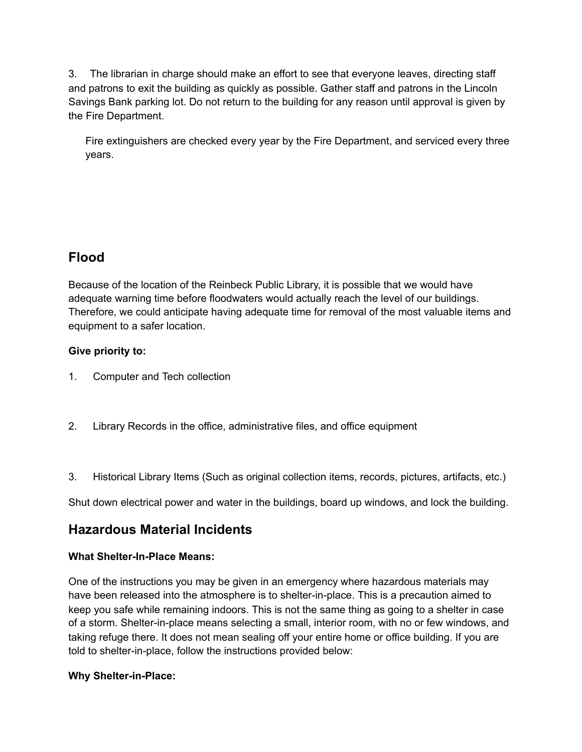3. The librarian in charge should make an effort to see that everyone leaves, directing staff and patrons to exit the building as quickly as possible. Gather staff and patrons in the Lincoln Savings Bank parking lot. Do not return to the building for any reason until approval is given by the Fire Department.

Fire extinguishers are checked every year by the Fire Department, and serviced every three years.

## Flood

Because of the location of the Reinbeck Public Library, it is possible that we would have adequate warning time before floodwaters would actually reach the level of our buildings. Therefore, we could anticipate having adequate time for removal of the most valuable items and equipment to a safer location.

**Give priority to:**

1. Computer and Tech collection

2. Library Records in the office, administrative files, and office equipment

3. Historical Library Items (Such as original collection items, records, pictures, artifacts, etc.)

Shut down electrical power and water in the buildings, board up windows, and lock the building.

## Hazardous Material Incidents

**What Shelter-In-Place Means:**

One of the instructions you may be given in an emergency where hazardous materials may have been released into the atmosphere is to shelter-in-place. This is a precaution aimed to keep you safe while remaining indoors. This is not the same thing as going to a shelter in case of a storm. Shelter-in-place means selecting a small, interior room, with no or few windows, and taking refuge there. It does not mean sealing off your entire home or office building. If you are told to shelter-in-place, follow the instructions provided below:

**Why Shelter-in-Place:**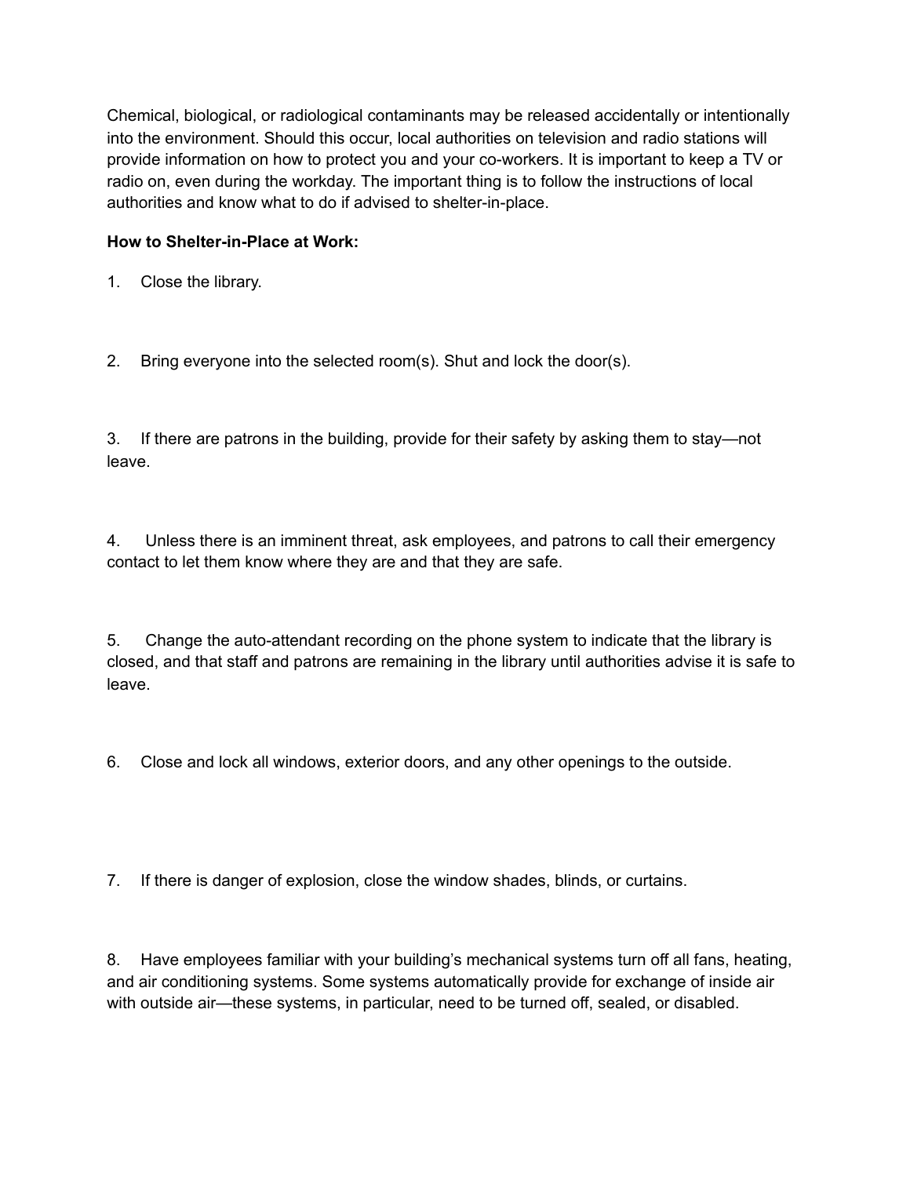Chemical, biological, or radiological contaminants may be released accidentally or intentionally into the environment. Should this occur, local authorities on television and radio stations will provide information on how to protect you and your co-workers. It is important to keep a TV or radio on, even during the workday. The important thing is to follow the instructions of local authorities and know what to do if advised to shelter-in-place.

**How to Shelter-in-Place at Work:**

1. Close the library.

2. Bring everyone into the selected room(s). Shut and lock the door(s).

3. If there are patrons in the building, provide for their safety by asking them to stay—not leave.

4. Unless there is an imminent threat, ask employees, and patrons to call their emergency contact to let them know where they are and that they are safe.

5. Change the auto-attendant recording on the phone system to indicate that the library is closed, and that staff and patrons are remaining in the library until authorities advise it is safe to leave.

6. Close and lock all windows, exterior doors, and any other openings to the outside.

7. If there is danger of explosion, close the window shades, blinds, or curtains.

8. Have employees familiar with your building's mechanical systems turn off all fans, heating, and air conditioning systems. Some systems automatically provide for exchange of inside air with outside air—these systems, in particular, need to be turned off, sealed, or disabled.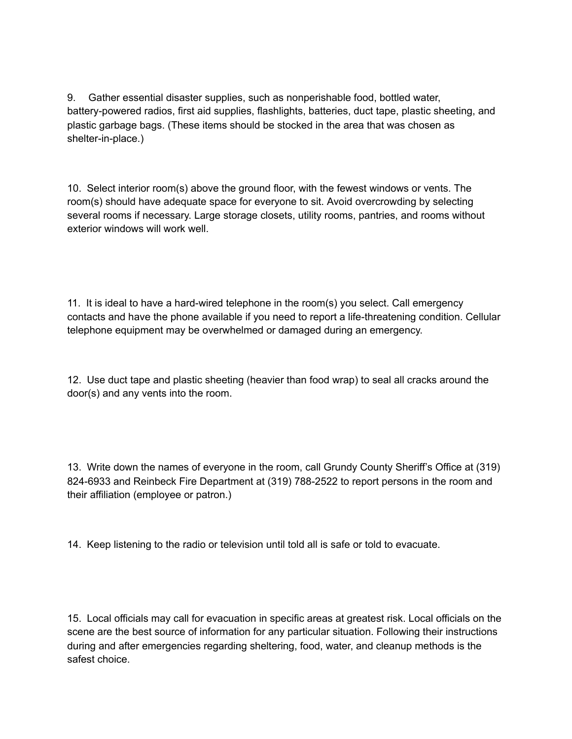9. Gather essential disaster supplies, such as nonperishable food, bottled water, battery-powered radios, first aid supplies, flashlights, batteries, duct tape, plastic sheeting, and plastic garbage bags. (These items should be stocked in the area that was chosen as shelter-in-place.)

10. Select interior room(s) above the ground floor, with the fewest windows or vents. The room(s) should have adequate space for everyone to sit. Avoid overcrowding by selecting several rooms if necessary. Large storage closets, utility rooms, pantries, and rooms without exterior windows will work well.

11. It is ideal to have a hard-wired telephone in the room(s) you select. Call emergency contacts and have the phone available if you need to report a life-threatening condition. Cellular telephone equipment may be overwhelmed or damaged during an emergency.

12. Use duct tape and plastic sheeting (heavier than food wrap) to seal all cracks around the door(s) and any vents into the room.

13. Write down the names of everyone in the room, call Grundy County Sheriff's Office at (319) 824-6933 and Reinbeck Fire Department at (319) 788-2522 to report persons in the room and their affiliation (employee or patron.)

14. Keep listening to the radio or television until told all is safe or told to evacuate.

15. Local officials may call for evacuation in specific areas at greatest risk. Local officials on the scene are the best source of information for any particular situation. Following their instructions during and after emergencies regarding sheltering, food, water, and cleanup methods is the safest choice.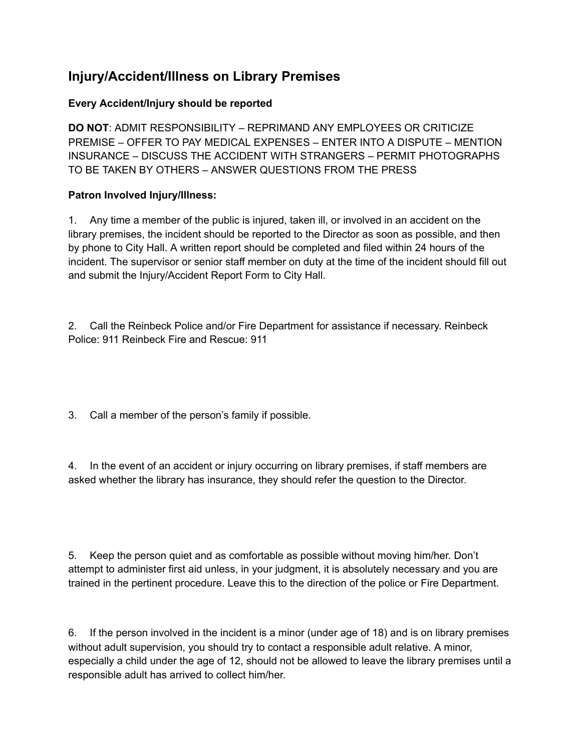## Injury/Accident/Illness on Library Premises

**Every Accident/Injury should be reported**

**DO NOT**: ADMIT RESPONSIBILITY – REPRIMAND ANY EMPLOYEES OR CRITICIZE PREMISE – OFFER TO PAY MEDICAL EXPENSES – ENTER INTO A DISPUTE – MENTION INSURANCE – DISCUSS THE ACCIDENT WITH STRANGERS – PERMIT PHOTOGRAPHS TO BE TAKEN BY OTHERS – ANSWER QUESTIONS FROM THE PRESS

**Patron Involved Injury/Illness:**

1. Any time a member of the public is injured, taken ill, or involved in an accident on the library premises, the incident should be reported to the Director as soon as possible, and then by phone to City Hall. A written report should be completed and filed within 24 hours of the incident. The supervisor or senior staff member on duty at the time of the incident should fill out and submit the Injury/Accident Report Form to City Hall.

2. Call the Reinbeck Police and/or Fire Department for assistance if necessary. Reinbeck Police: 911 Reinbeck Fire and Rescue: 911

3. Call a member of the person's family if possible.

4. In the event of an accident or injury occurring on library premises, if staff members are asked whether the library has insurance, they should refer the question to the Director.

5. Keep the person quiet and as comfortable as possible without moving him/her. Don't attempt to administer first aid unless, in your judgment, it is absolutely necessary and you are trained in the pertinent procedure. Leave this to the direction of the police or Fire Department.

6. If the person involved in the incident is a minor (under age of 18) and is on library premises without adult supervision, you should try to contact a responsible adult relative. A minor, especially a child under the age of 12, should not be allowed to leave the library premises until a responsible adult has arrived to collect him/her.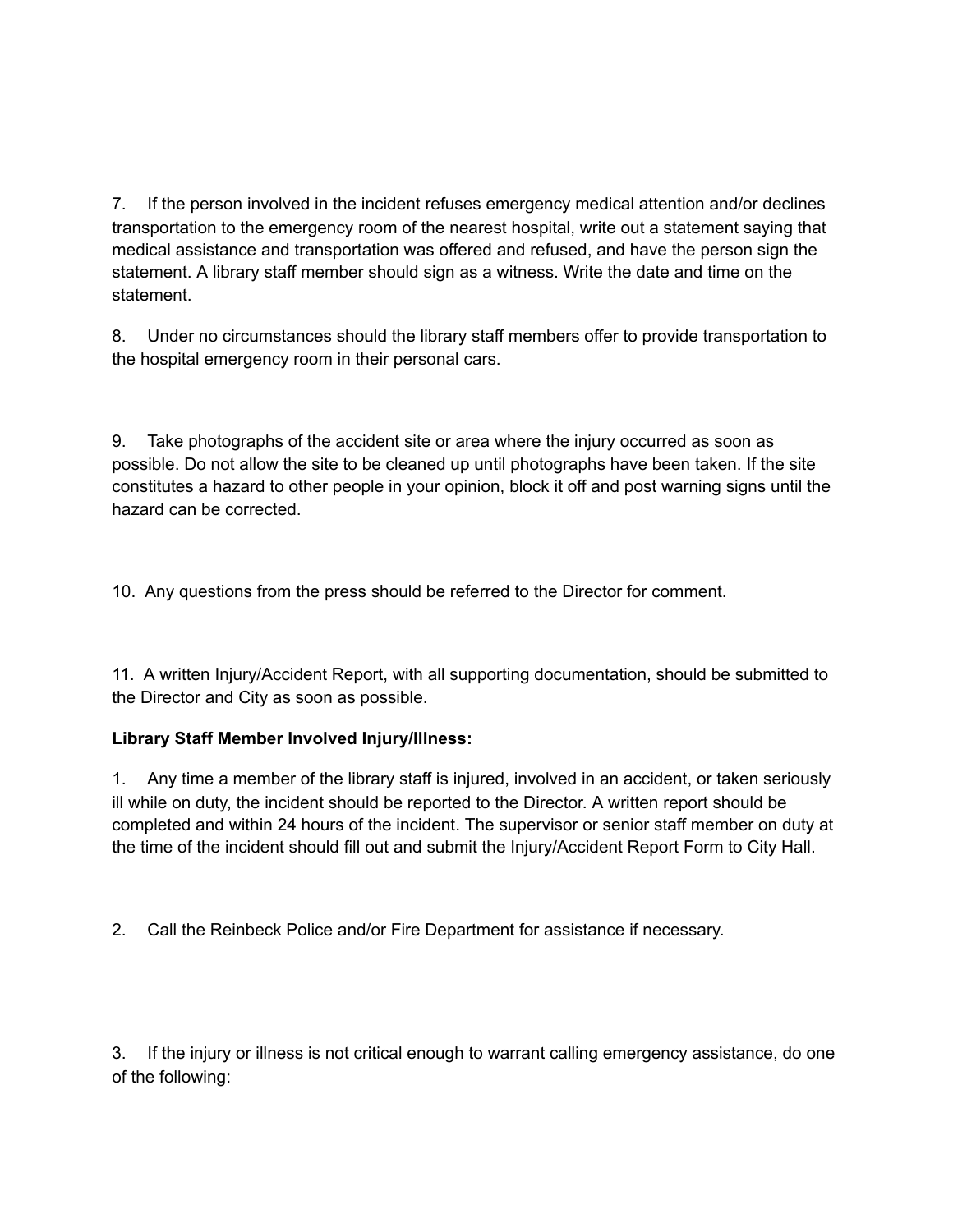7. If the person involved in the incident refuses emergency medical attention and/or declines transportation to the emergency room of the nearest hospital, write out a statement saying that medical assistance and transportation was offered and refused, and have the person sign the statement. A library staff member should sign as a witness. Write the date and time on the statement.

8. Under no circumstances should the library staff members offer to provide transportation to the hospital emergency room in their personal cars.

9. Take photographs of the accident site or area where the injury occurred as soon as possible. Do not allow the site to be cleaned up until photographs have been taken. If the site constitutes a hazard to other people in your opinion, block it off and post warning signs until the hazard can be corrected.

10. Any questions from the press should be referred to the Director for comment.

11. A written Injury/Accident Report, with all supporting documentation, should be submitted to the Director and City as soon as possible.

**Library Staff Member Involved Injury/Illness:**

1. Any time a member of the library staff is injured, involved in an accident, or taken seriously ill while on duty, the incident should be reported to the Director. A written report should be completed and within 24 hours of the incident. The supervisor or senior staff member on duty at the time of the incident should fill out and submit the Injury/Accident Report Form to City Hall.

2. Call the Reinbeck Police and/or Fire Department for assistance if necessary.

3. If the injury or illness is not critical enough to warrant calling emergency assistance, do one of the following: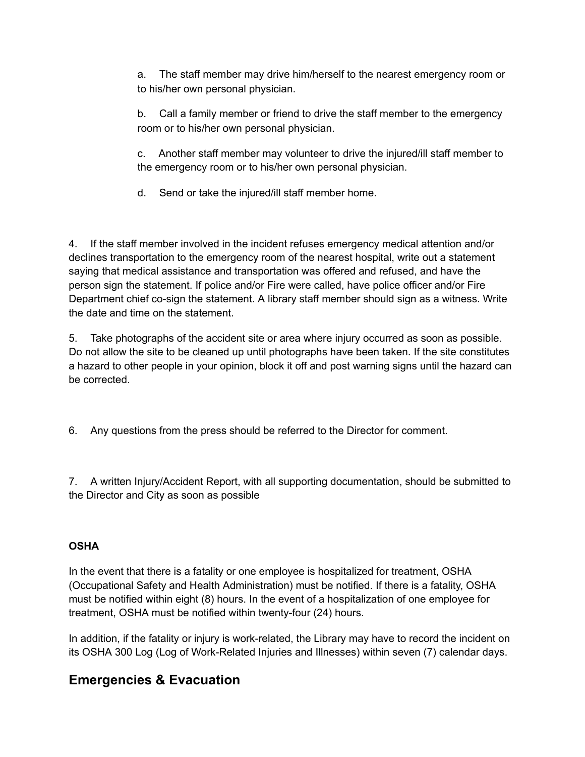a. The staff member may drive him/herself to the nearest emergency room or to his/her own personal physician.

b. Call a family member or friend to drive the staff member to the emergency room or to his/her own personal physician.

c. Another staff member may volunteer to drive the injured/ill staff member to the emergency room or to his/her own personal physician.

d. Send or take the injured/ill staff member home.

4. If the staff member involved in the incident refuses emergency medical attention and/or declines transportation to the emergency room of the nearest hospital, write out a statement saying that medical assistance and transportation was offered and refused, and have the person sign the statement. If police and/or Fire were called, have police officer and/or Fire Department chief co-sign the statement. A library staff member should sign as a witness. Write the date and time on the statement.

5. Take photographs of the accident site or area where injury occurred as soon as possible. Do not allow the site to be cleaned up until photographs have been taken. If the site constitutes a hazard to other people in your opinion, block it off and post warning signs until the hazard can be corrected.

6. Any questions from the press should be referred to the Director for comment.

7. A written Injury/Accident Report, with all supporting documentation, should be submitted to the Director and City as soon as possible

**OSHA**

In the event that there is a fatality or one employee is hospitalized for treatment, OSHA (Occupational Safety and Health Administration) must be notified. If there is a fatality, OSHA must be notified within eight (8) hours. In the event of a hospitalization of one employee for treatment, OSHA must be notified within twenty-four (24) hours.

In addition, if the fatality or injury is work-related, the Library may have to record the incident on its OSHA 300 Log (Log of Work-Related Injuries and Illnesses) within seven (7) calendar days.

## Emergencies & Evacuation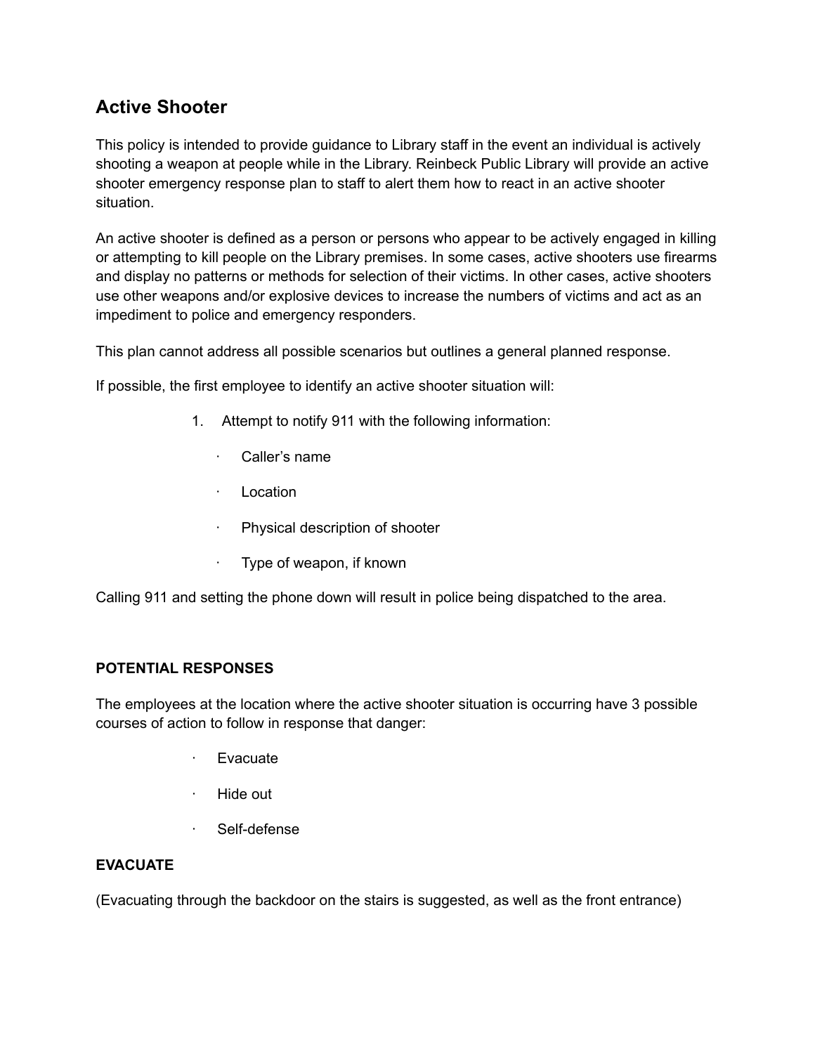## Active Shooter

This policy is intended to provide guidance to Library staff in the event an individual is actively shooting a weapon at people while in the Library. Reinbeck Public Library will provide an active shooter emergency response plan to staff to alert them how to react in an active shooter situation.

An active shooter is defined as a person or persons who appear to be actively engaged in killing or attempting to kill people on the Library premises. In some cases, active shooters use firearms and display no patterns or methods for selection of their victims. In other cases, active shooters use other weapons and/or explosive devices to increase the numbers of victims and act as an impediment to police and emergency responders.

This plan cannot address all possible scenarios but outlines a general planned response.

If possible, the first employee to identify an active shooter situation will:

1. Attempt to notify 911 with the following information:
   - Caller's name
   - Location
   - Physical description of shooter
   - Type of weapon, if known

Calling 911 and setting the phone down will result in police being dispatched to the area.

**POTENTIAL RESPONSES**

The employees at the location where the active shooter situation is occurring have 3 possible courses of action to follow in response that danger:

- Evacuate
- Hide out
- Self-defense

**EVACUATE**

(Evacuating through the backdoor on the stairs is suggested, as well as the front entrance)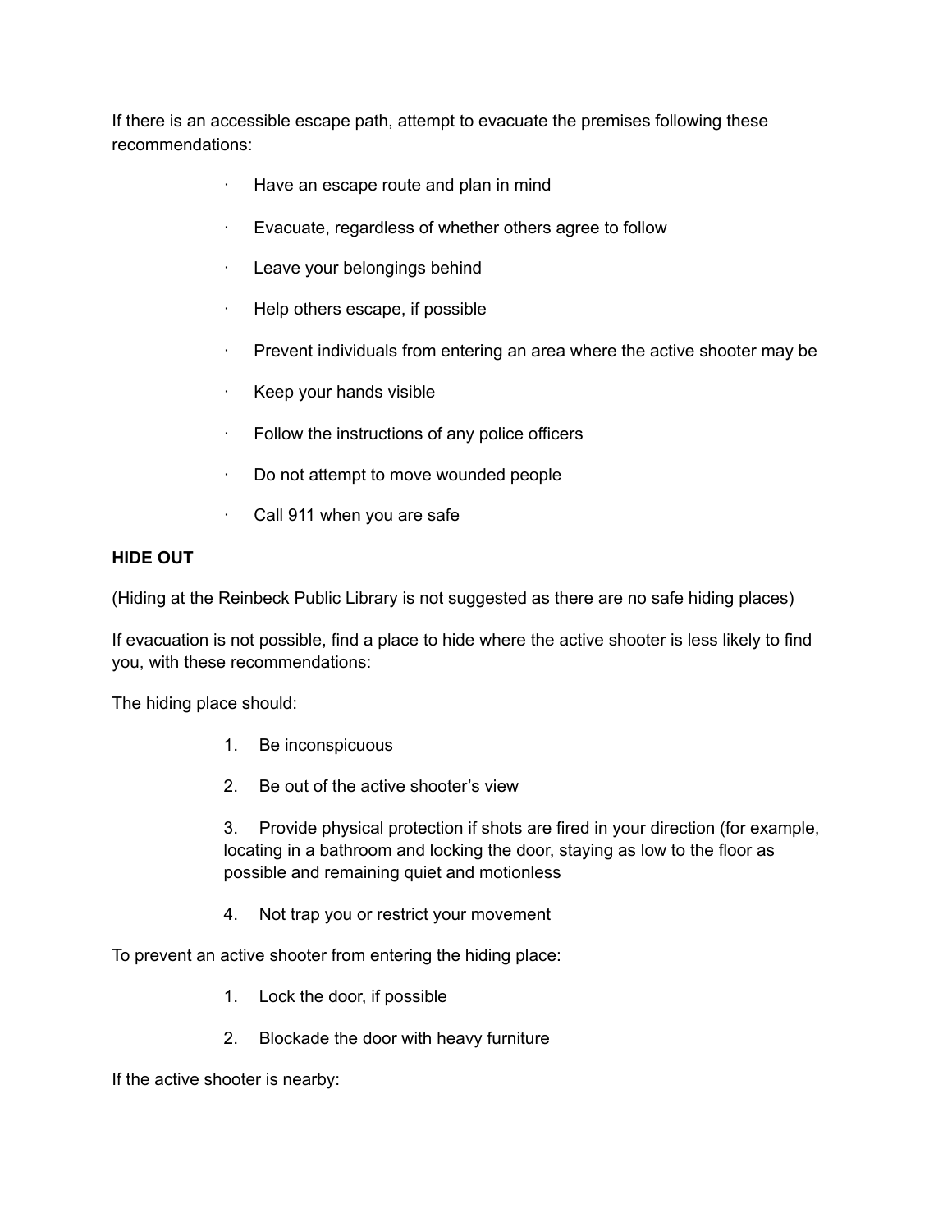If there is an accessible escape path, attempt to evacuate the premises following these recommendations:

- Have an escape route and plan in mind
- Evacuate, regardless of whether others agree to follow
- Leave your belongings behind
- Help others escape, if possible
- Prevent individuals from entering an area where the active shooter may be
- Keep your hands visible
- Follow the instructions of any police officers
- Do not attempt to move wounded people
- Call 911 when you are safe

**HIDE OUT**

(Hiding at the Reinbeck Public Library is not suggested as there are no safe hiding places)

If evacuation is not possible, find a place to hide where the active shooter is less likely to find you, with these recommendations:

The hiding place should:

1. Be inconspicuous
2. Be out of the active shooter's view
3. Provide physical protection if shots are fired in your direction (for example, locating in a bathroom and locking the door, staying as low to the floor as possible and remaining quiet and motionless
4. Not trap you or restrict your movement

To prevent an active shooter from entering the hiding place:

1. Lock the door, if possible
2. Blockade the door with heavy furniture

If the active shooter is nearby: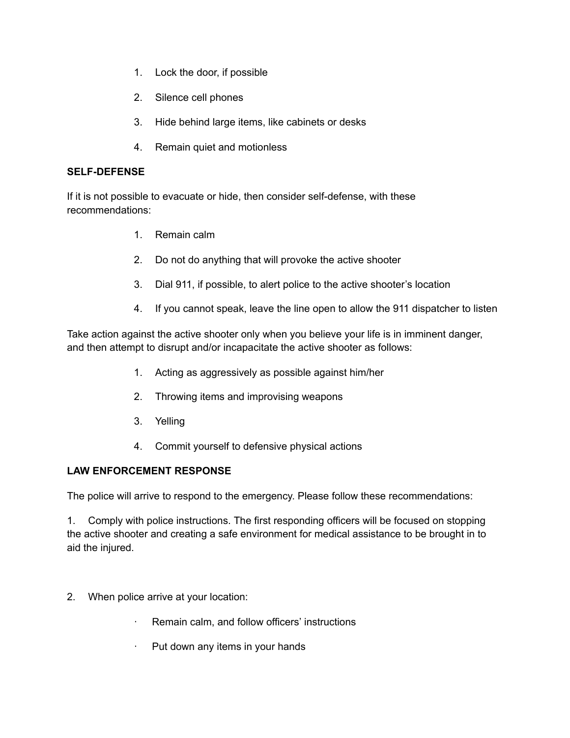1. Lock the door, if possible
2. Silence cell phones
3. Hide behind large items, like cabinets or desks
4. Remain quiet and motionless

**SELF-DEFENSE**

If it is not possible to evacuate or hide, then consider self-defense, with these recommendations:

1. Remain calm
2. Do not do anything that will provoke the active shooter
3. Dial 911, if possible, to alert police to the active shooter's location
4. If you cannot speak, leave the line open to allow the 911 dispatcher to listen

Take action against the active shooter only when you believe your life is in imminent danger, and then attempt to disrupt and/or incapacitate the active shooter as follows:

1. Acting as aggressively as possible against him/her
2. Throwing items and improvising weapons
3. Yelling
4. Commit yourself to defensive physical actions

**LAW ENFORCEMENT RESPONSE**

The police will arrive to respond to the emergency. Please follow these recommendations:

1. Comply with police instructions. The first responding officers will be focused on stopping the active shooter and creating a safe environment for medical assistance to be brought in to aid the injured.

2. When police arrive at your location:

   - Remain calm, and follow officers' instructions
   - Put down any items in your hands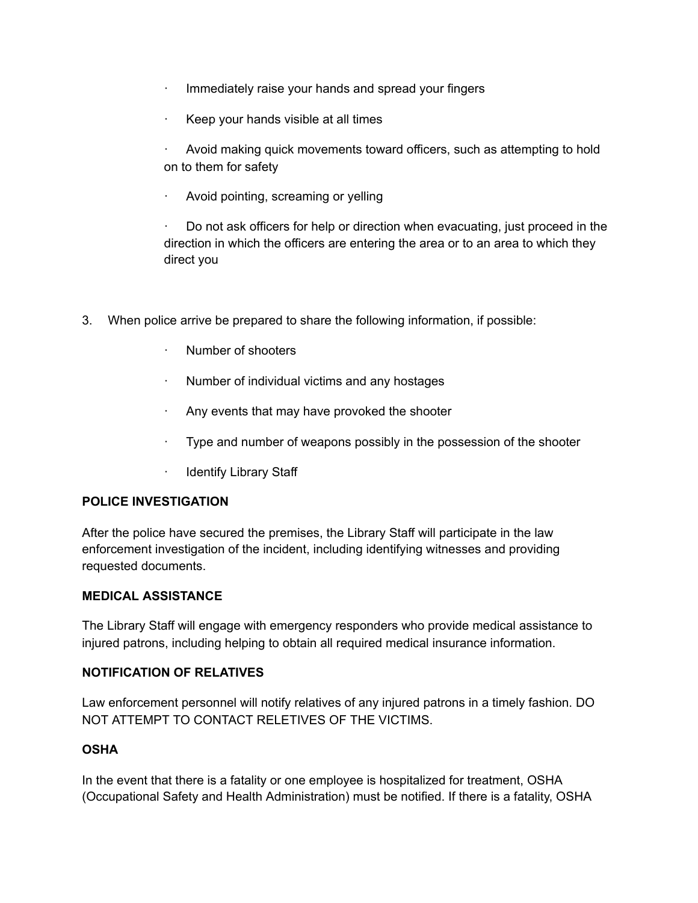- Immediately raise your hands and spread your fingers
- Keep your hands visible at all times
- Avoid making quick movements toward officers, such as attempting to hold on to them for safety
- Avoid pointing, screaming or yelling
- Do not ask officers for help or direction when evacuating, just proceed in the direction in which the officers are entering the area or to an area to which they direct you

3. When police arrive be prepared to share the following information, if possible:
   - Number of shooters
   - Number of individual victims and any hostages
   - Any events that may have provoked the shooter
   - Type and number of weapons possibly in the possession of the shooter
   - Identify Library Staff

**POLICE INVESTIGATION**

After the police have secured the premises, the Library Staff will participate in the law enforcement investigation of the incident, including identifying witnesses and providing requested documents.

**MEDICAL ASSISTANCE**

The Library Staff will engage with emergency responders who provide medical assistance to injured patrons, including helping to obtain all required medical insurance information.

**NOTIFICATION OF RELATIVES**

Law enforcement personnel will notify relatives of any injured patrons in a timely fashion. DO NOT ATTEMPT TO CONTACT RELETIVES OF THE VICTIMS.

**OSHA**

In the event that there is a fatality or one employee is hospitalized for treatment, OSHA (Occupational Safety and Health Administration) must be notified. If there is a fatality, OSHA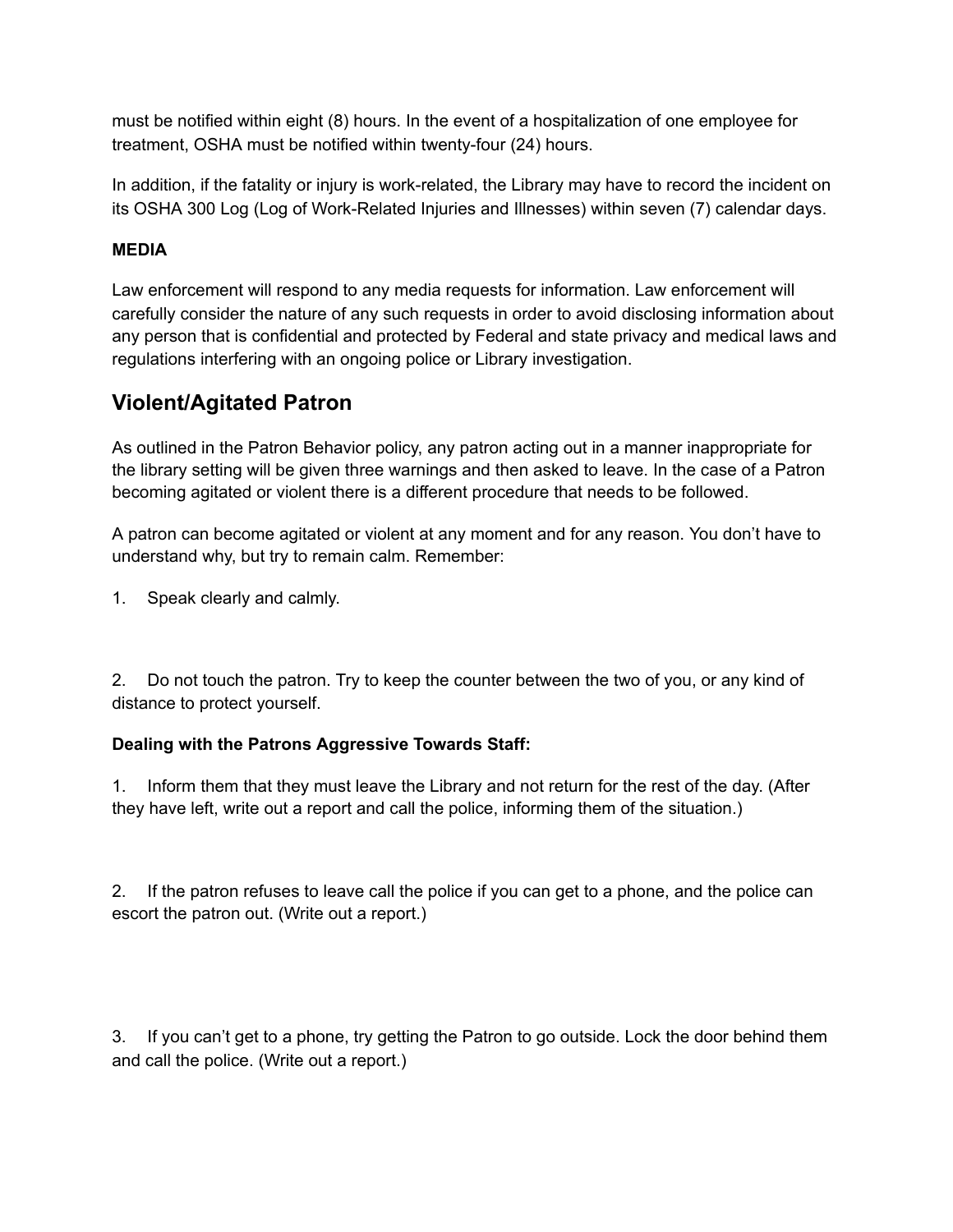must be notified within eight (8) hours. In the event of a hospitalization of one employee for treatment, OSHA must be notified within twenty-four (24) hours.

In addition, if the fatality or injury is work-related, the Library may have to record the incident on its OSHA 300 Log (Log of Work-Related Injuries and Illnesses) within seven (7) calendar days.

**MEDIA**

Law enforcement will respond to any media requests for information. Law enforcement will carefully consider the nature of any such requests in order to avoid disclosing information about any person that is confidential and protected by Federal and state privacy and medical laws and regulations interfering with an ongoing police or Library investigation.

## Violent/Agitated Patron

As outlined in the Patron Behavior policy, any patron acting out in a manner inappropriate for the library setting will be given three warnings and then asked to leave. In the case of a Patron becoming agitated or violent there is a different procedure that needs to be followed.

A patron can become agitated or violent at any moment and for any reason. You don't have to understand why, but try to remain calm. Remember:

1. Speak clearly and calmly.

2. Do not touch the patron. Try to keep the counter between the two of you, or any kind of distance to protect yourself.

**Dealing with the Patrons Aggressive Towards Staff:**

1. Inform them that they must leave the Library and not return for the rest of the day. (After they have left, write out a report and call the police, informing them of the situation.)

2. If the patron refuses to leave call the police if you can get to a phone, and the police can escort the patron out. (Write out a report.)

3. If you can't get to a phone, try getting the Patron to go outside. Lock the door behind them and call the police. (Write out a report.)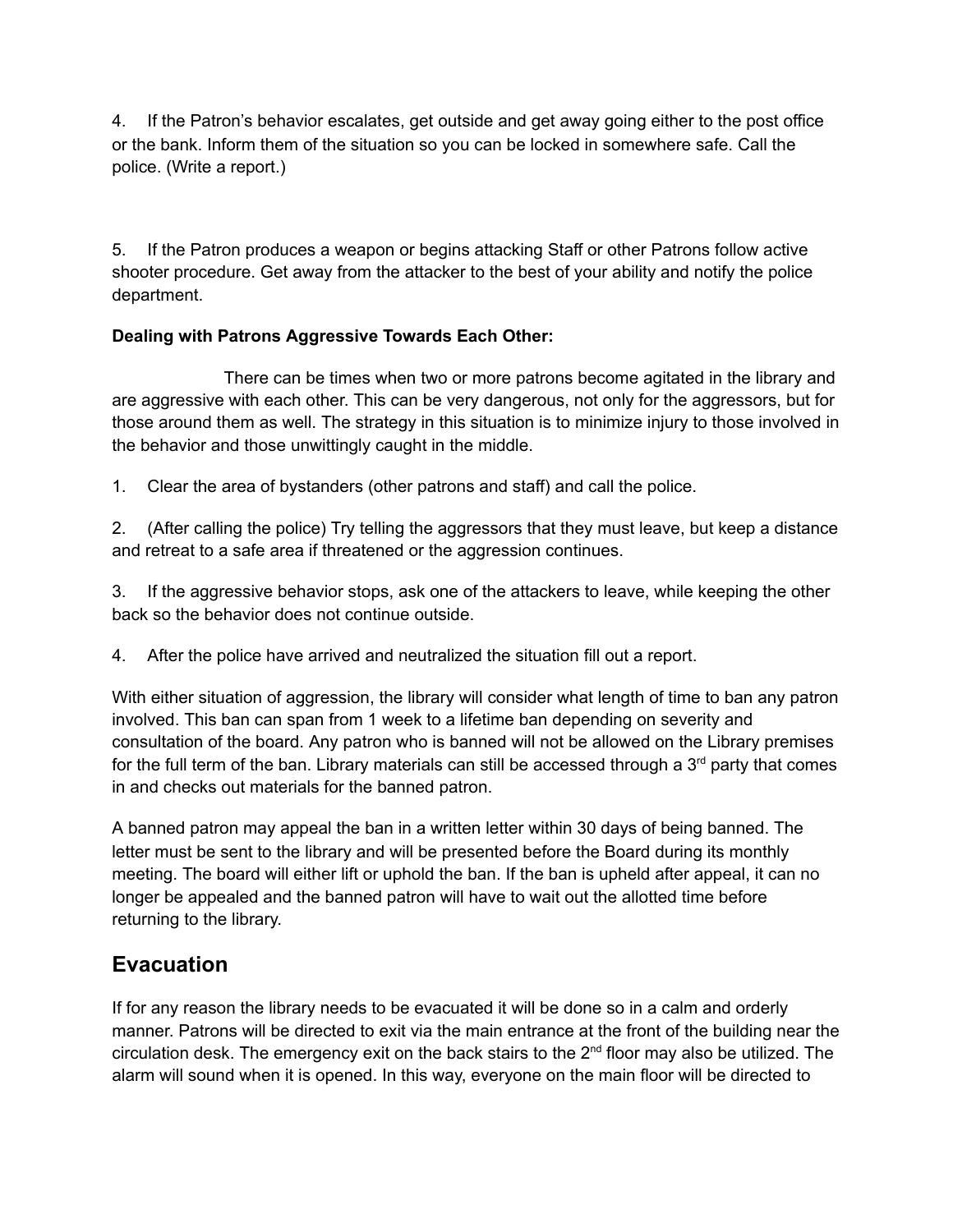4. If the Patron's behavior escalates, get outside and get away going either to the post office or the bank. Inform them of the situation so you can be locked in somewhere safe. Call the police. (Write a report.)

5. If the Patron produces a weapon or begins attacking Staff or other Patrons follow active shooter procedure. Get away from the attacker to the best of your ability and notify the police department.

**Dealing with Patrons Aggressive Towards Each Other:**

There can be times when two or more patrons become agitated in the library and are aggressive with each other. This can be very dangerous, not only for the aggressors, but for those around them as well. The strategy in this situation is to minimize injury to those involved in the behavior and those unwittingly caught in the middle.

1. Clear the area of bystanders (other patrons and staff) and call the police.

2. (After calling the police) Try telling the aggressors that they must leave, but keep a distance and retreat to a safe area if threatened or the aggression continues.

3. If the aggressive behavior stops, ask one of the attackers to leave, while keeping the other back so the behavior does not continue outside.

4. After the police have arrived and neutralized the situation fill out a report.

With either situation of aggression, the library will consider what length of time to ban any patron involved. This ban can span from 1 week to a lifetime ban depending on severity and consultation of the board. Any patron who is banned will not be allowed on the Library premises for the full term of the ban. Library materials can still be accessed through a 3rd party that comes in and checks out materials for the banned patron.

A banned patron may appeal the ban in a written letter within 30 days of being banned. The letter must be sent to the library and will be presented before the Board during its monthly meeting. The board will either lift or uphold the ban. If the ban is upheld after appeal, it can no longer be appealed and the banned patron will have to wait out the allotted time before returning to the library.

## Evacuation

If for any reason the library needs to be evacuated it will be done so in a calm and orderly manner. Patrons will be directed to exit via the main entrance at the front of the building near the circulation desk. The emergency exit on the back stairs to the 2nd floor may also be utilized. The alarm will sound when it is opened. In this way, everyone on the main floor will be directed to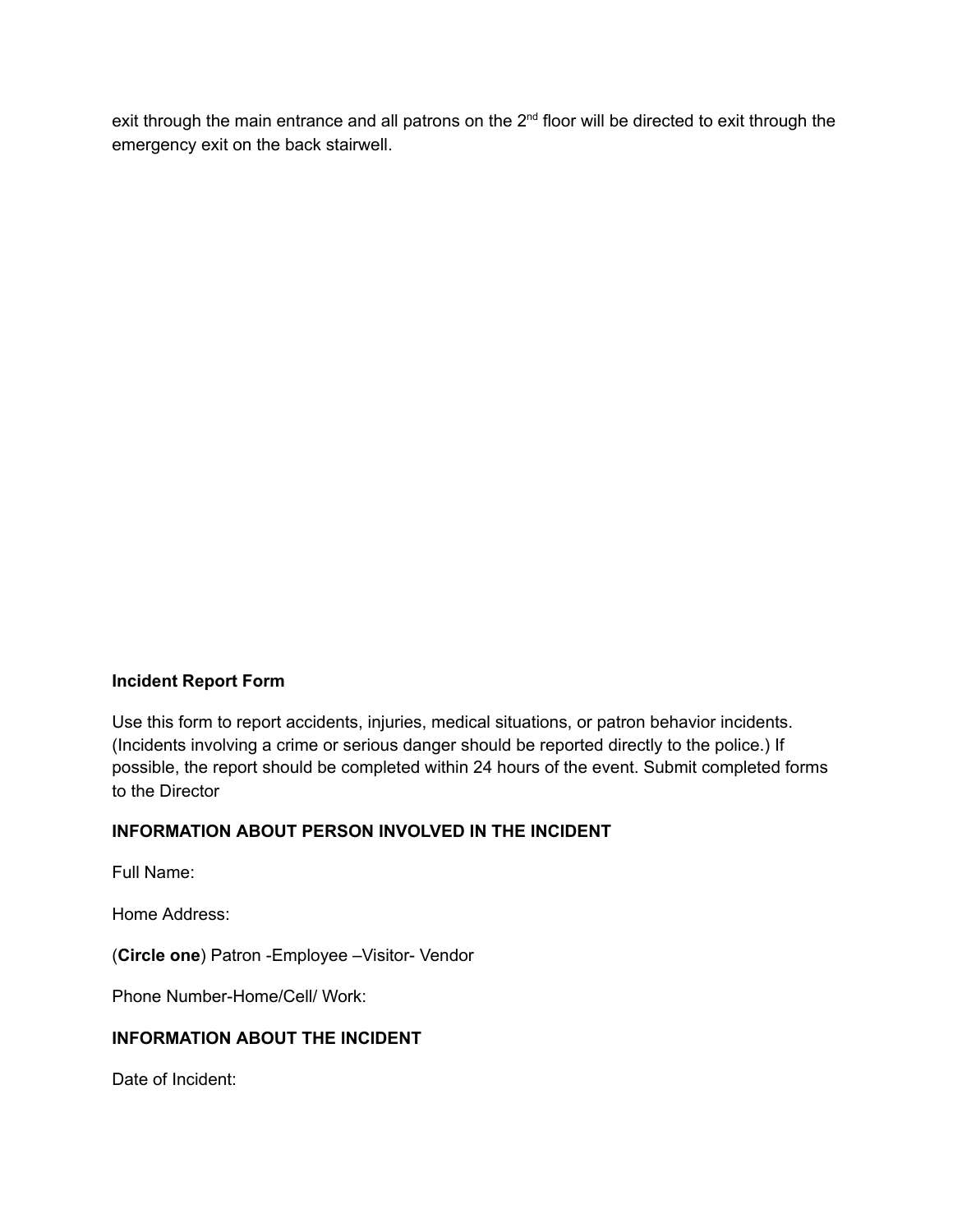exit through the main entrance and all patrons on the 2nd floor will be directed to exit through the emergency exit on the back stairwell.

**Incident Report Form**

Use this form to report accidents, injuries, medical situations, or patron behavior incidents. (Incidents involving a crime or serious danger should be reported directly to the police.) If possible, the report should be completed within 24 hours of the event. Submit completed forms to the Director

**INFORMATION ABOUT PERSON INVOLVED IN THE INCIDENT**

Full Name:

Home Address:

(**Circle one**) Patron -Employee –Visitor- Vendor

Phone Number-Home/Cell/ Work:

**INFORMATION ABOUT THE INCIDENT**

Date of Incident: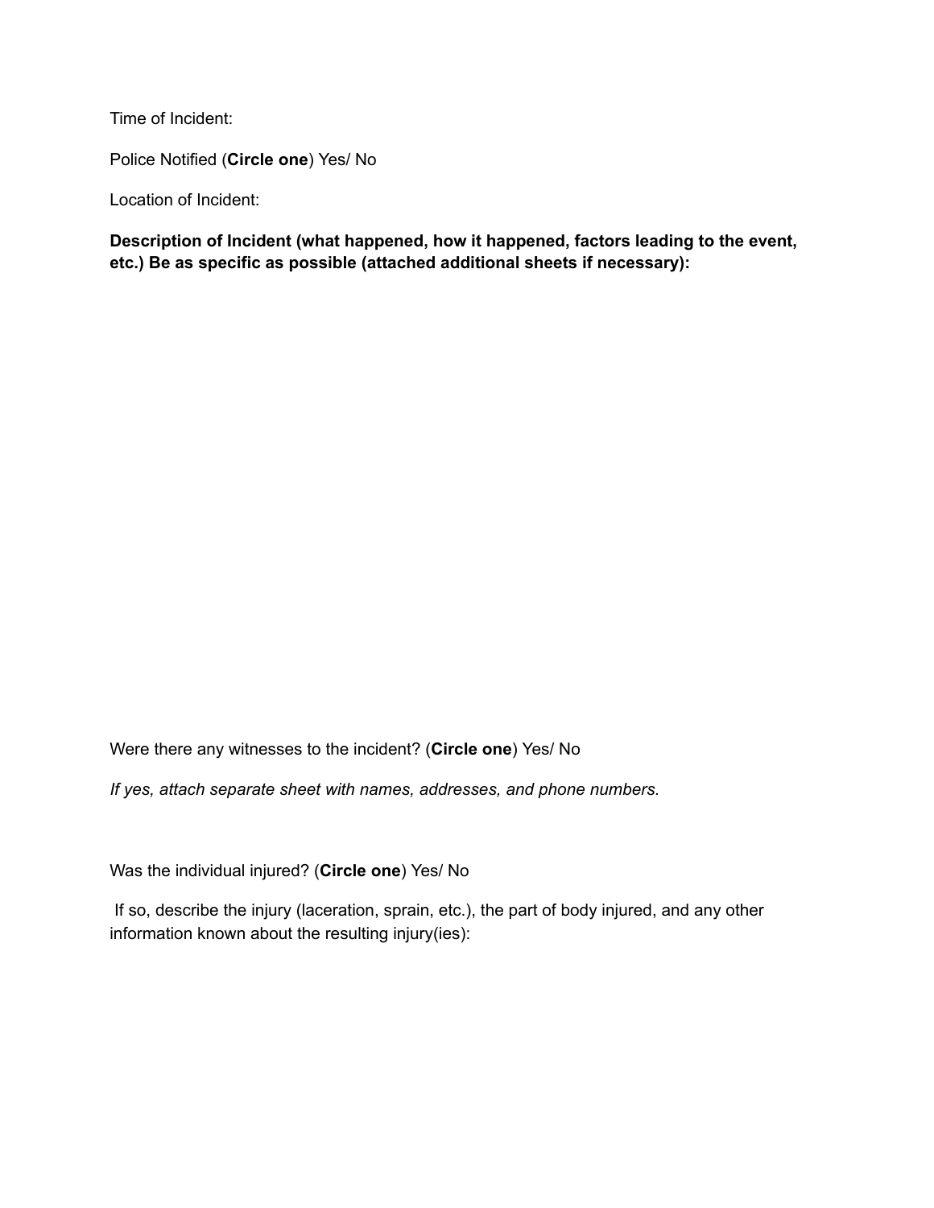Time of Incident:

Police Notified (**Circle one**) Yes/ No

Location of Incident:

**Description of Incident (what happened, how it happened, factors leading to the event, etc.) Be as specific as possible (attached additional sheets if necessary):**

Were there any witnesses to the incident? (**Circle one**) Yes/ No

*If yes, attach separate sheet with names, addresses, and phone numbers.*

Was the individual injured? (**Circle one**) Yes/ No

If so, describe the injury (laceration, sprain, etc.), the part of body injured, and any other information known about the resulting injury(ies):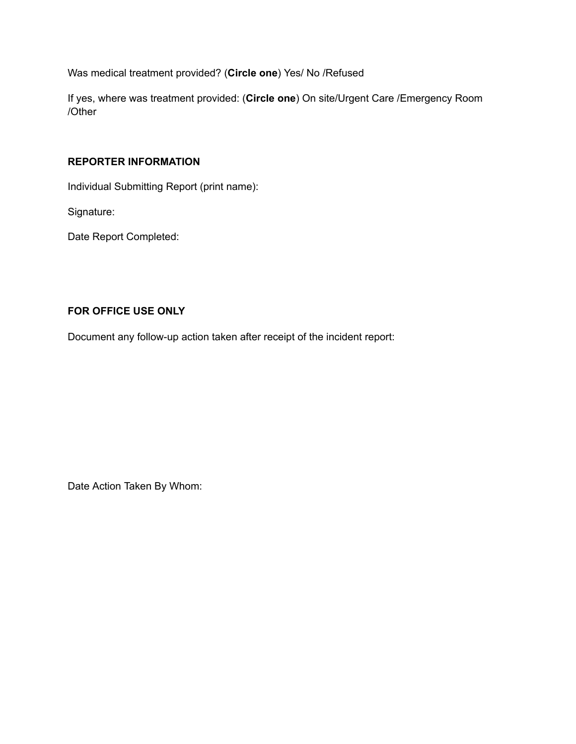Was medical treatment provided? (**Circle one**) Yes/ No /Refused

If yes, where was treatment provided: (**Circle one**) On site/Urgent Care /Emergency Room /Other

**REPORTER INFORMATION**

Individual Submitting Report (print name):

Signature:

Date Report Completed:

**FOR OFFICE USE ONLY**

Document any follow-up action taken after receipt of the incident report:

Date Action Taken By Whom: